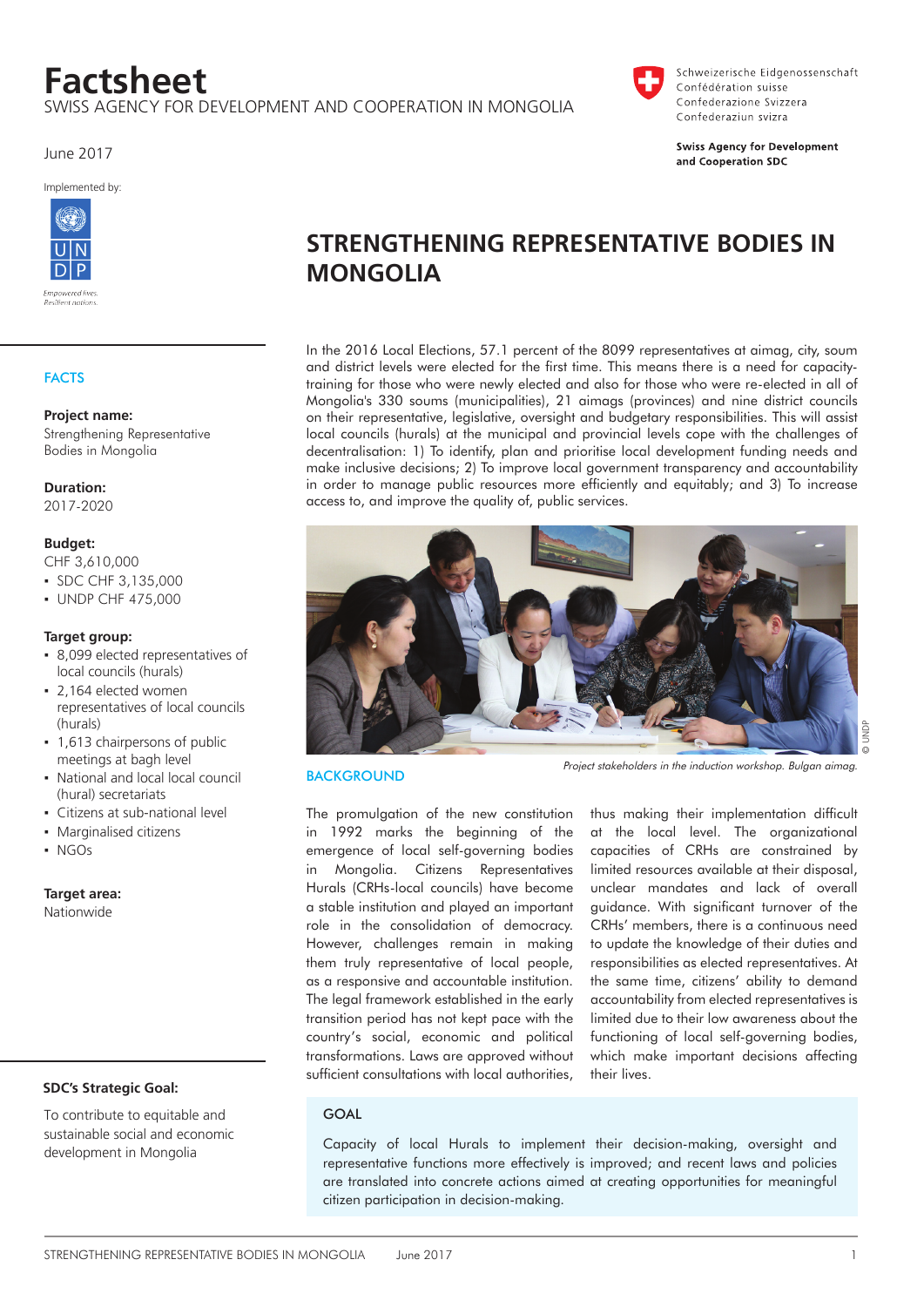# Factsheet

SWISS AGENCY FOR DEVELOPMENT AND COOPERATION IN MONGOLIA

Schweizerische Eidgenossenschaft
Confédération suisse
Confederazione Svizzera
Confederaziun svizra

**Swiss Agency for Development and Cooperation SDC**

June 2017

Implemented by:

UNDP
Empowered lives. Resilient nations.

## STRENGTHENING REPRESENTATIVE BODIES IN MONGOLIA

In the 2016 Local Elections, 57.1 percent of the 8099 representatives at aimag, city, soum and district levels were elected for the first time. This means there is a need for capacity-training for those who were newly elected and also for those who were re-elected in all of Mongolia's 330 soums (municipalities), 21 aimags (provinces) and nine district councils on their representative, legislative, oversight and budgetary responsibilities. This will assist local councils (hurals) at the municipal and provincial levels cope with the challenges of decentralisation: 1) To identify, plan and prioritise local development funding needs and make inclusive decisions; 2) To improve local government transparency and accountability in order to manage public resources more efficiently and equitably; and 3) To increase access to, and improve the quality of, public services.

*Project stakeholders in the induction workshop. Bulgan aimag.*

© UNDP

### FACTS

**Project name:**
Strengthening Representative Bodies in Mongolia

**Duration:**
2017-2020

**Budget:**
CHF 3,610,000

- SDC CHF 3,135,000
- UNDP CHF 475,000

**Target group:**

- 8,099 elected representatives of local councils (hurals)
- 2,164 elected women representatives of local councils (hurals)
- 1,613 chairpersons of public meetings at bagh level
- National and local local council (hural) secretariats
- Citizens at sub-national level
- Marginalised citizens
- NGOs

**Target area:**
Nationwide

**SDC's Strategic Goal:**

To contribute to equitable and sustainable social and economic development in Mongolia

### BACKGROUND

The promulgation of the new constitution in 1992 marks the beginning of the emergence of local self-governing bodies in Mongolia. Citizens Representatives Hurals (CRHs-local councils) have become a stable institution and played an important role in the consolidation of democracy. However, challenges remain in making them truly representative of local people, as a responsive and accountable institution. The legal framework established in the early transition period has not kept pace with the country's social, economic and political transformations. Laws are approved without sufficient consultations with local authorities, thus making their implementation difficult at the local level. The organizational capacities of CRHs are constrained by limited resources available at their disposal, unclear mandates and lack of overall guidance. With significant turnover of the CRHs' members, there is a continuous need to update the knowledge of their duties and responsibilities as elected representatives. At the same time, citizens' ability to demand accountability from elected representatives is limited due to their low awareness about the functioning of local self-governing bodies, which make important decisions affecting their lives.

### GOAL

Capacity of local Hurals to implement their decision-making, oversight and representative functions more effectively is improved; and recent laws and policies are translated into concrete actions aimed at creating opportunities for meaningful citizen participation in decision-making.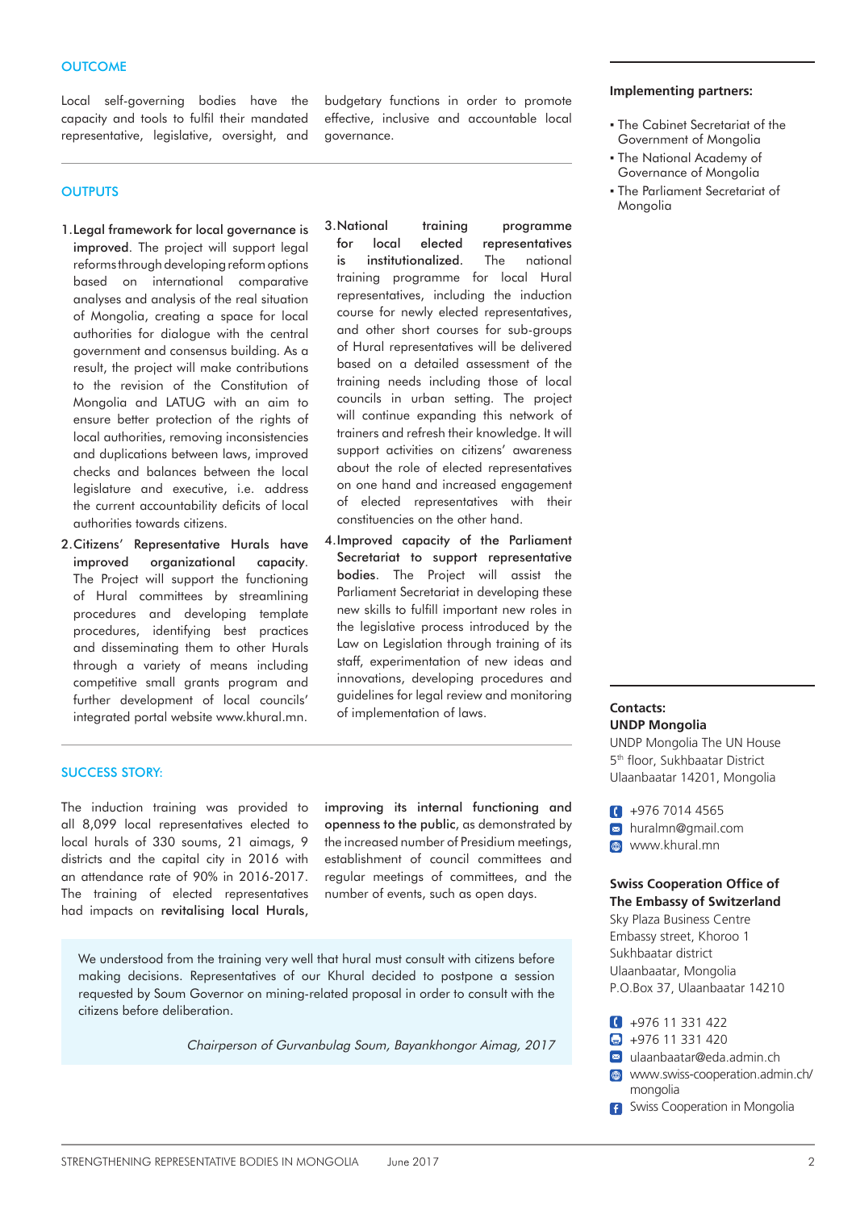## OUTCOME

Local self-governing bodies have the capacity and tools to fulfil their mandated representative, legislative, oversight, and budgetary functions in order to promote effective, inclusive and accountable local governance.

## OUTPUTS

1. **Legal framework for local governance is improved**. The project will support legal reforms through developing reform options based on international comparative analyses and analysis of the real situation of Mongolia, creating a space for local authorities for dialogue with the central government and consensus building. As a result, the project will make contributions to the revision of the Constitution of Mongolia and LATUG with an aim to ensure better protection of the rights of local authorities, removing inconsistencies and duplications between laws, improved checks and balances between the local legislature and executive, i.e. address the current accountability deficits of local authorities towards citizens.
2. **Citizens' Representative Hurals have improved organizational capacity**. The Project will support the functioning of Hural committees by streamlining procedures and developing template procedures, identifying best practices and disseminating them to other Hurals through a variety of means including competitive small grants program and further development of local councils' integrated portal website www.khural.mn.
3. **National training programme for local elected representatives is institutionalized.** The national training programme for local Hural representatives, including the induction course for newly elected representatives, and other short courses for sub-groups of Hural representatives will be delivered based on a detailed assessment of the training needs including those of local councils in urban setting. The project will continue expanding this network of trainers and refresh their knowledge. It will support activities on citizens' awareness about the role of elected representatives on one hand and increased engagement of elected representatives with their constituencies on the other hand.
4. **Improved capacity of the Parliament Secretariat to support representative bodies**. The Project will assist the Parliament Secretariat in developing these new skills to fulfill important new roles in the legislative process introduced by the Law on Legislation through training of its staff, experimentation of new ideas and innovations, developing procedures and guidelines for legal review and monitoring of implementation of laws.

## SUCCESS STORY:

The induction training was provided to all 8,099 local representatives elected to local hurals of 330 soums, 21 aimags, 9 districts and the capital city in 2016 with an attendance rate of 90% in 2016-2017. The training of elected representatives had impacts on **revitalising local Hurals, improving its internal functioning and openness to the public**, as demonstrated by the increased number of Presidium meetings, establishment of council committees and regular meetings of committees, and the number of events, such as open days.

> We understood from the training very well that hural must consult with citizens before making decisions. Representatives of our Khural decided to postpone a session requested by Soum Governor on mining-related proposal in order to consult with the citizens before deliberation.
>
> *Chairperson of Gurvanbulag Soum, Bayankhongor Aimag, 2017*

**Implementing partners:**

- The Cabinet Secretariat of the Government of Mongolia
- The National Academy of Governance of Mongolia
- The Parliament Secretariat of Mongolia

**Contacts:**

**UNDP Mongolia**
UNDP Mongolia The UN House
5th floor, Sukhbaatar District
Ulaanbaatar 14201, Mongolia

+976 7014 4565
huralmn@gmail.com
www.khural.mn

**Swiss Cooperation Office of The Embassy of Switzerland**
Sky Plaza Business Centre
Embassy street, Khoroo 1
Sukhbaatar district
Ulaanbaatar, Mongolia
P.O.Box 37, Ulaanbaatar 14210

+976 11 331 422
+976 11 331 420
ulaanbaatar@eda.admin.ch
www.swiss-cooperation.admin.ch/mongolia
Swiss Cooperation in Mongolia